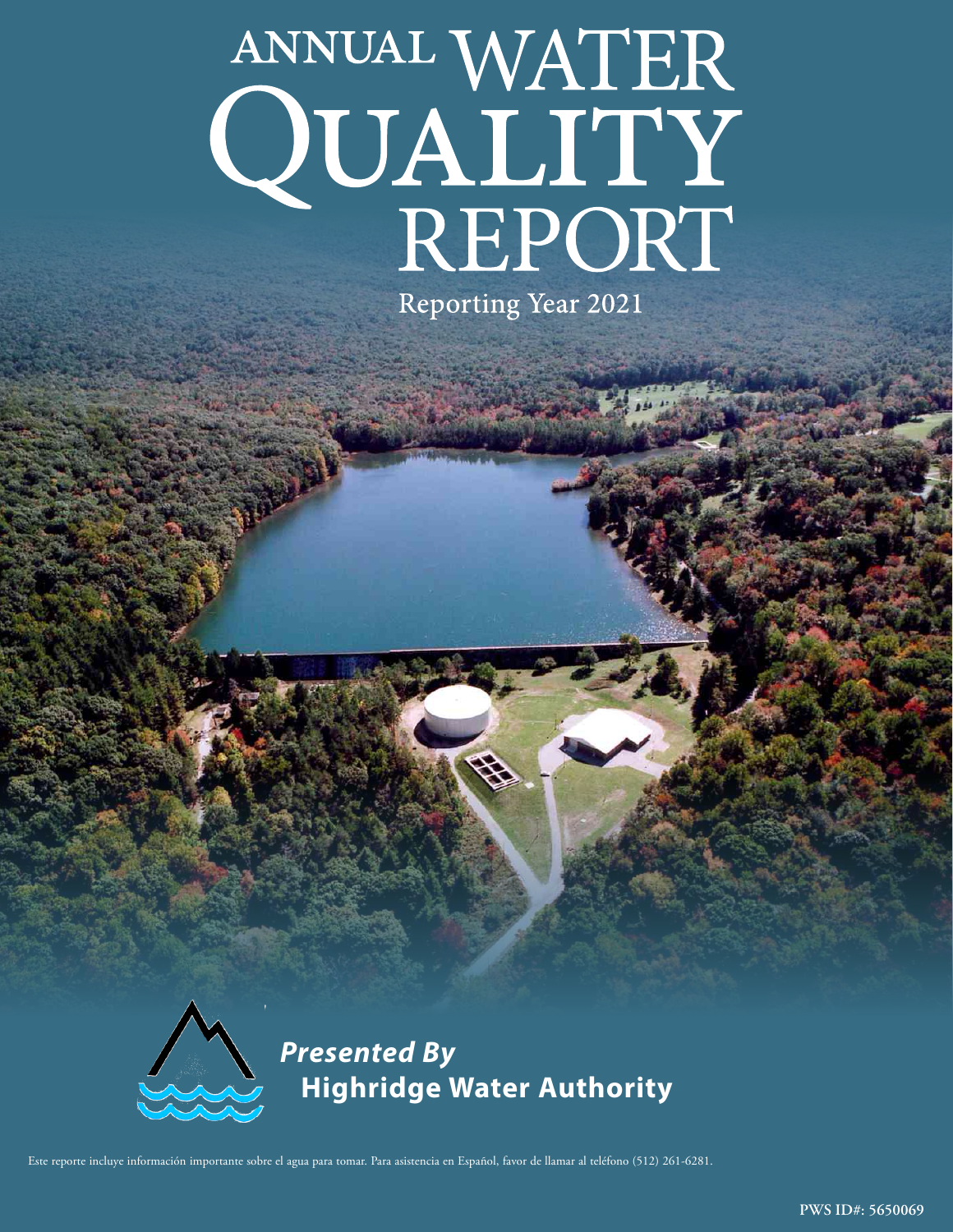# ANNUAL WATER QUALITY REPORT

Reporting Year 2021

***Presented By***
**Highridge Water Authority**

Este reporte incluye información importante sobre el agua para tomar. Para asistencia en Español, favor de llamar al teléfono (512) 261-6281.

PWS ID#: 5650069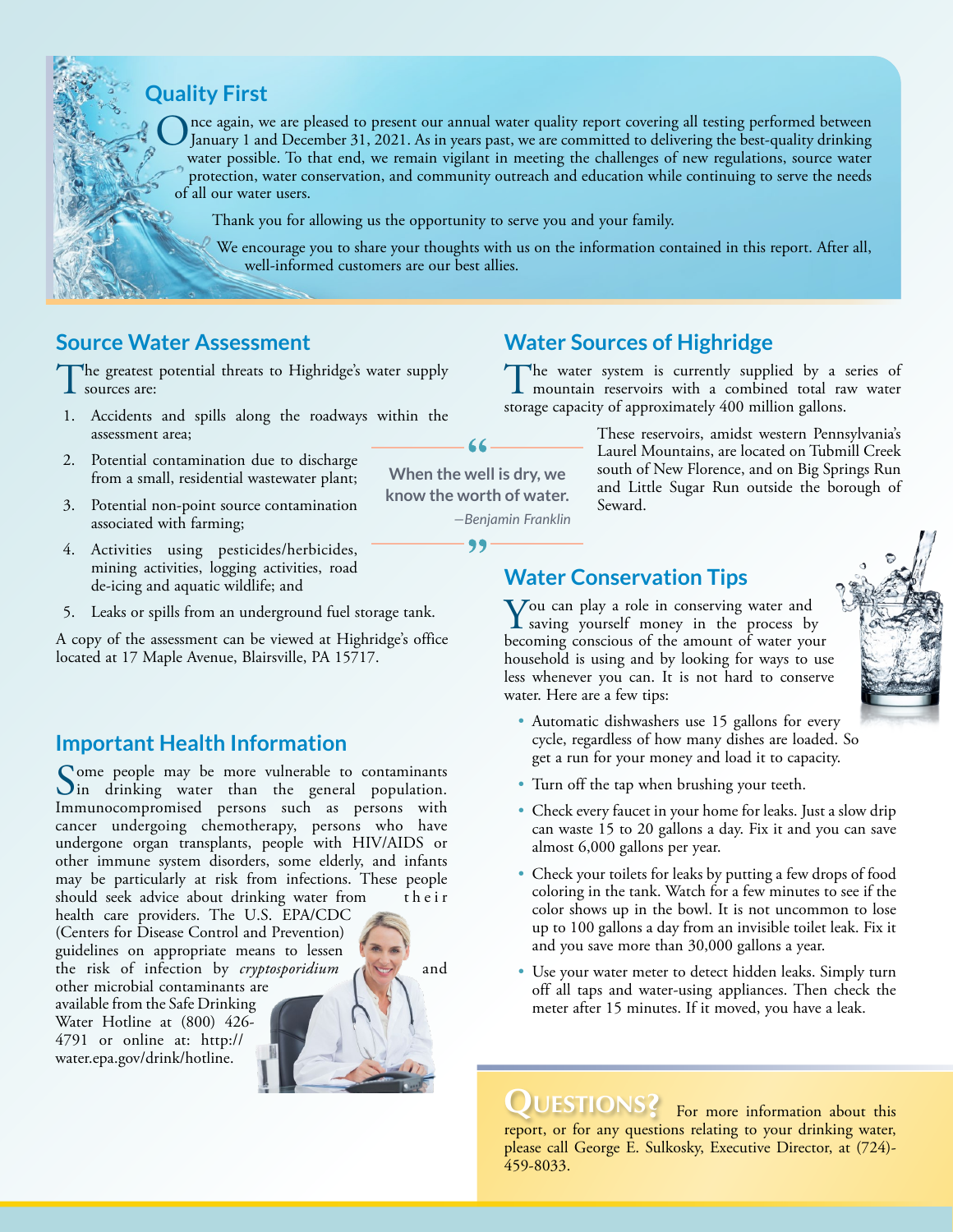## Quality First

Once again, we are pleased to present our annual water quality report covering all testing performed between January 1 and December 31, 2021. As in years past, we are committed to delivering the best-quality drinking water possible. To that end, we remain vigilant in meeting the challenges of new regulations, source water protection, water conservation, and community outreach and education while continuing to serve the needs of all our water users.

Thank you for allowing us the opportunity to serve you and your family.

We encourage you to share your thoughts with us on the information contained in this report. After all, well-informed customers are our best allies.

## Source Water Assessment

The greatest potential threats to Highridge's water supply sources are:

1. Accidents and spills along the roadways within the assessment area;
2. Potential contamination due to discharge from a small, residential wastewater plant;
3. Potential non-point source contamination associated with farming;
4. Activities using pesticides/herbicides, mining activities, logging activities, road de-icing and aquatic wildlife; and
5. Leaks or spills from an underground fuel storage tank.

A copy of the assessment can be viewed at Highridge's office located at 17 Maple Avenue, Blairsville, PA 15717.

> "When the well is dry, we know the worth of water."
>
> *—Benjamin Franklin*

## Important Health Information

Some people may be more vulnerable to contaminants in drinking water than the general population. Immunocompromised persons such as persons with cancer undergoing chemotherapy, persons who have undergone organ transplants, people with HIV/AIDS or other immune system disorders, some elderly, and infants may be particularly at risk from infections. These people should seek advice about drinking water from their health care providers. The U.S. EPA/CDC (Centers for Disease Control and Prevention) guidelines on appropriate means to lessen the risk of infection by *cryptosporidium* and other microbial contaminants are available from the Safe Drinking Water Hotline at (800) 426-4791 or online at: http://water.epa.gov/drink/hotline.

## Water Sources of Highridge

The water system is currently supplied by a series of mountain reservoirs with a combined total raw water storage capacity of approximately 400 million gallons.

These reservoirs, amidst western Pennsylvania's Laurel Mountains, are located on Tubmill Creek south of New Florence, and on Big Springs Run and Little Sugar Run outside the borough of Seward.

## Water Conservation Tips

You can play a role in conserving water and saving yourself money in the process by becoming conscious of the amount of water your household is using and by looking for ways to use less whenever you can. It is not hard to conserve water. Here are a few tips:

- Automatic dishwashers use 15 gallons for every cycle, regardless of how many dishes are loaded. So get a run for your money and load it to capacity.
- Turn off the tap when brushing your teeth.
- Check every faucet in your home for leaks. Just a slow drip can waste 15 to 20 gallons a day. Fix it and you can save almost 6,000 gallons per year.
- Check your toilets for leaks by putting a few drops of food coloring in the tank. Watch for a few minutes to see if the color shows up in the bowl. It is not uncommon to lose up to 100 gallons a day from an invisible toilet leak. Fix it and you save more than 30,000 gallons a year.
- Use your water meter to detect hidden leaks. Simply turn off all taps and water-using appliances. Then check the meter after 15 minutes. If it moved, you have a leak.

**QUESTIONS?** For more information about this report, or for any questions relating to your drinking water, please call George E. Sulkosky, Executive Director, at (724)-459-8033.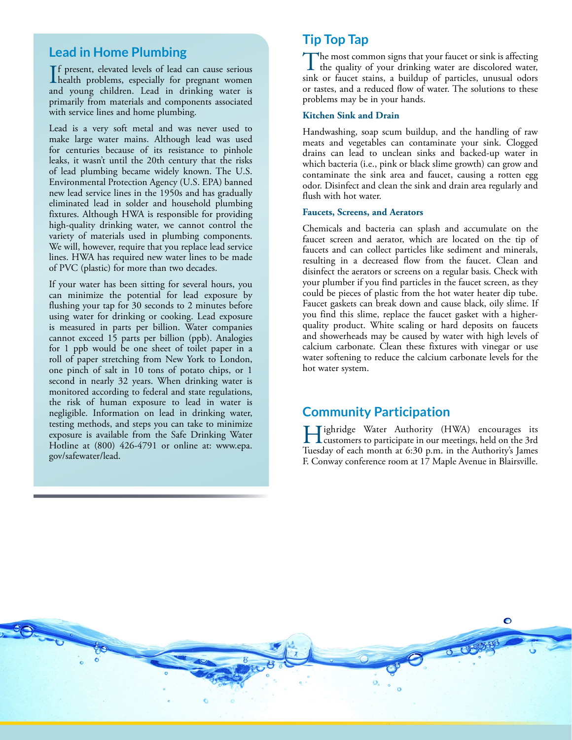## Lead in Home Plumbing

If present, elevated levels of lead can cause serious health problems, especially for pregnant women and young children. Lead in drinking water is primarily from materials and components associated with service lines and home plumbing.

Lead is a very soft metal and was never used to make large water mains. Although lead was used for centuries because of its resistance to pinhole leaks, it wasn't until the 20th century that the risks of lead plumbing became widely known. The U.S. Environmental Protection Agency (U.S. EPA) banned new lead service lines in the 1950s and has gradually eliminated lead in solder and household plumbing fixtures. Although HWA is responsible for providing high-quality drinking water, we cannot control the variety of materials used in plumbing components. We will, however, require that you replace lead service lines. HWA has required new water lines to be made of PVC (plastic) for more than two decades.

If your water has been sitting for several hours, you can minimize the potential for lead exposure by flushing your tap for 30 seconds to 2 minutes before using water for drinking or cooking. Lead exposure is measured in parts per billion. Water companies cannot exceed 15 parts per billion (ppb). Analogies for 1 ppb would be one sheet of toilet paper in a roll of paper stretching from New York to London, one pinch of salt in 10 tons of potato chips, or 1 second in nearly 32 years. When drinking water is monitored according to federal and state regulations, the risk of human exposure to lead in water is negligible. Information on lead in drinking water, testing methods, and steps you can take to minimize exposure is available from the Safe Drinking Water Hotline at (800) 426-4791 or online at: www.epa.gov/safewater/lead.

## Tip Top Tap

The most common signs that your faucet or sink is affecting the quality of your drinking water are discolored water, sink or faucet stains, a buildup of particles, unusual odors or tastes, and a reduced flow of water. The solutions to these problems may be in your hands.

### Kitchen Sink and Drain

Handwashing, soap scum buildup, and the handling of raw meats and vegetables can contaminate your sink. Clogged drains can lead to unclean sinks and backed-up water in which bacteria (i.e., pink or black slime growth) can grow and contaminate the sink area and faucet, causing a rotten egg odor. Disinfect and clean the sink and drain area regularly and flush with hot water.

### Faucets, Screens, and Aerators

Chemicals and bacteria can splash and accumulate on the faucet screen and aerator, which are located on the tip of faucets and can collect particles like sediment and minerals, resulting in a decreased flow from the faucet. Clean and disinfect the aerators or screens on a regular basis. Check with your plumber if you find particles in the faucet screen, as they could be pieces of plastic from the hot water heater dip tube. Faucet gaskets can break down and cause black, oily slime. If you find this slime, replace the faucet gasket with a higher-quality product. White scaling or hard deposits on faucets and showerheads may be caused by water with high levels of calcium carbonate. Clean these fixtures with vinegar or use water softening to reduce the calcium carbonate levels for the hot water system.

## Community Participation

Highridge Water Authority (HWA) encourages its customers to participate in our meetings, held on the 3rd Tuesday of each month at 6:30 p.m. in the Authority's James F. Conway conference room at 17 Maple Avenue in Blairsville.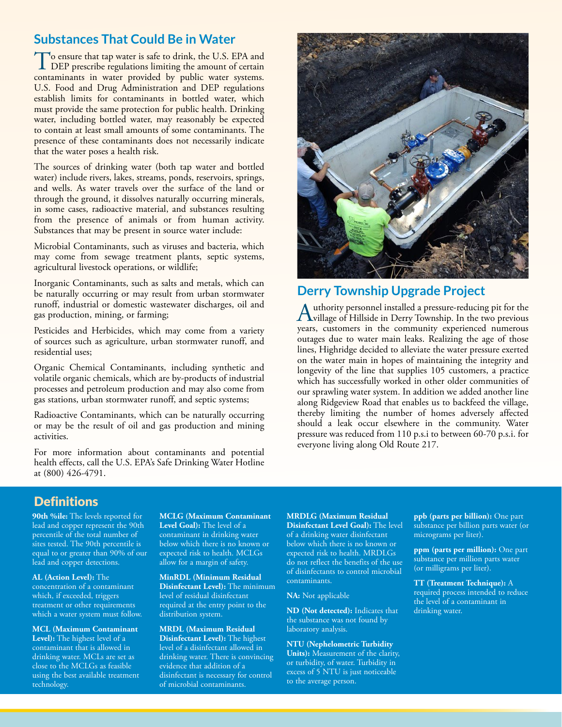## Substances That Could Be in Water

To ensure that tap water is safe to drink, the U.S. EPA and DEP prescribe regulations limiting the amount of certain contaminants in water provided by public water systems. U.S. Food and Drug Administration and DEP regulations establish limits for contaminants in bottled water, which must provide the same protection for public health. Drinking water, including bottled water, may reasonably be expected to contain at least small amounts of some contaminants. The presence of these contaminants does not necessarily indicate that the water poses a health risk.

The sources of drinking water (both tap water and bottled water) include rivers, lakes, streams, ponds, reservoirs, springs, and wells. As water travels over the surface of the land or through the ground, it dissolves naturally occurring minerals, in some cases, radioactive material, and substances resulting from the presence of animals or from human activity. Substances that may be present in source water include:

Microbial Contaminants, such as viruses and bacteria, which may come from sewage treatment plants, septic systems, agricultural livestock operations, or wildlife;

Inorganic Contaminants, such as salts and metals, which can be naturally occurring or may result from urban stormwater runoff, industrial or domestic wastewater discharges, oil and gas production, mining, or farming;

Pesticides and Herbicides, which may come from a variety of sources such as agriculture, urban stormwater runoff, and residential uses;

Organic Chemical Contaminants, including synthetic and volatile organic chemicals, which are by-products of industrial processes and petroleum production and may also come from gas stations, urban stormwater runoff, and septic systems;

Radioactive Contaminants, which can be naturally occurring or may be the result of oil and gas production and mining activities.

For more information about contaminants and potential health effects, call the U.S. EPA's Safe Drinking Water Hotline at (800) 426-4791.

## Derry Township Upgrade Project

Authority personnel installed a pressure-reducing pit for the village of Hillside in Derry Township. In the two previous years, customers in the community experienced numerous outages due to water main leaks. Realizing the age of those lines, Highridge decided to alleviate the water pressure exerted on the water main in hopes of maintaining the integrity and longevity of the line that supplies 105 customers, a practice which has successfully worked in other older communities of our sprawling water system. In addition we added another line along Ridgeview Road that enables us to backfeed the village, thereby limiting the number of homes adversely affected should a leak occur elsewhere in the community. Water pressure was reduced from 110 p.s.i to between 60-70 p.s.i. for everyone living along Old Route 217.

## Definitions

**90th %ile:** The levels reported for lead and copper represent the 90th percentile of the total number of sites tested. The 90th percentile is equal to or greater than 90% of our lead and copper detections.

**AL (Action Level):** The concentration of a contaminant which, if exceeded, triggers treatment or other requirements which a water system must follow.

**MCL (Maximum Contaminant Level):** The highest level of a contaminant that is allowed in drinking water. MCLs are set as close to the MCLGs as feasible using the best available treatment technology.

**MCLG (Maximum Contaminant Level Goal):** The level of a contaminant in drinking water below which there is no known or expected risk to health. MCLGs allow for a margin of safety.

**MinRDL (Minimum Residual Disinfectant Level):** The minimum level of residual disinfectant required at the entry point to the distribution system.

**MRDL (Maximum Residual Disinfectant Level):** The highest level of a disinfectant allowed in drinking water. There is convincing evidence that addition of a disinfectant is necessary for control of microbial contaminants.

**MRDLG (Maximum Residual Disinfectant Level Goal):** The level of a drinking water disinfectant below which there is no known or expected risk to health. MRDLGs do not reflect the benefits of the use of disinfectants to control microbial contaminants.

**NA:** Not applicable

**ND (Not detected):** Indicates that the substance was not found by laboratory analysis.

**NTU (Nephelometric Turbidity Units):** Measurement of the clarity, or turbidity, of water. Turbidity in excess of 5 NTU is just noticeable to the average person.

**ppb (parts per billion):** One part substance per billion parts water (or micrograms per liter).

**ppm (parts per million):** One part substance per million parts water (or milligrams per liter).

**TT (Treatment Technique):** A required process intended to reduce the level of a contaminant in drinking water.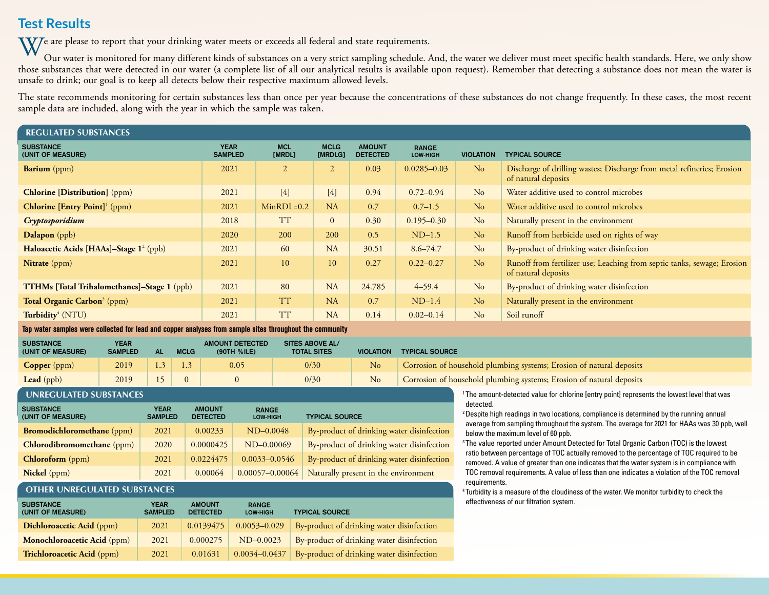## Test Results

We are please to report that your drinking water meets or exceeds all federal and state requirements.

Our water is monitored for many different kinds of substances on a very strict sampling schedule. And, the water we deliver must meet specific health standards. Here, we only show those substances that were detected in our water (a complete list of all our analytical results is available upon request). Remember that detecting a substance does not mean the water is unsafe to drink; our goal is to keep all detects below their respective maximum allowed levels.

The state recommends monitoring for certain substances less than once per year because the concentrations of these substances do not change frequently. In these cases, the most recent sample data are included, along with the year in which the sample was taken.

### REGULATED SUBSTANCES

| SUBSTANCE (UNIT OF MEASURE) | YEAR SAMPLED | MCL [MRDL] | MCLG [MRDLG] | AMOUNT DETECTED | RANGE LOW-HIGH | VIOLATION | TYPICAL SOURCE |
|---|---|---|---|---|---|---|---|
| **Barium** (ppm) | 2021 | 2 | 2 | 0.03 | 0.0285–0.03 | No | Discharge of drilling wastes; Discharge from metal refineries; Erosion of natural deposits |
| **Chlorine [Distribution]** (ppm) | 2021 | [4] | [4] | 0.94 | 0.72–0.94 | No | Water additive used to control microbes |
| **Chlorine [Entry Point]**[1] (ppm) | 2021 | MinRDL=0.2 | NA | 0.7 | 0.7–1.5 | No | Water additive used to control microbes |
| ***Cryptosporidium*** | 2018 | TT | 0 | 0.30 | 0.195–0.30 | No | Naturally present in the environment |
| **Dalapon** (ppb) | 2020 | 200 | 200 | 0.5 | ND–1.5 | No | Runoff from herbicide used on rights of way |
| **Haloacetic Acids [HAAs]–Stage 1**[2] (ppb) | 2021 | 60 | NA | 30.51 | 8.6–74.7 | No | By-product of drinking water disinfection |
| **Nitrate** (ppm) | 2021 | 10 | 10 | 0.27 | 0.22–0.27 | No | Runoff from fertilizer use; Leaching from septic tanks, sewage; Erosion of natural deposits |
| **TTHMs [Total Trihalomethanes]–Stage 1** (ppb) | 2021 | 80 | NA | 24.785 | 4–59.4 | No | By-product of drinking water disinfection |
| **Total Organic Carbon**[3] (ppm) | 2021 | TT | NA | 0.7 | ND–1.4 | No | Naturally present in the environment |
| **Turbidity**[4] (NTU) | 2021 | TT | NA | 0.14 | 0.02–0.14 | No | Soil runoff |

**Tap water samples were collected for lead and copper analyses from sample sites throughout the community**

| SUBSTANCE (UNIT OF MEASURE) | YEAR SAMPLED | AL | MCLG | AMOUNT DETECTED (90TH %ILE) | SITES ABOVE AL/ TOTAL SITES | VIOLATION | TYPICAL SOURCE |
|---|---|---|---|---|---|---|---|
| **Copper** (ppm) | 2019 | 1.3 | 1.3 | 0.05 | 0/30 | No | Corrosion of household plumbing systems; Erosion of natural deposits |
| **Lead** (ppb) | 2019 | 15 | 0 | 0 | 0/30 | No | Corrosion of household plumbing systems; Erosion of natural deposits |

### UNREGULATED SUBSTANCES

| SUBSTANCE (UNIT OF MEASURE) | YEAR SAMPLED | AMOUNT DETECTED | RANGE LOW-HIGH | TYPICAL SOURCE |
|---|---|---|---|---|
| **Bromodichloromethane** (ppm) | 2021 | 0.00233 | ND–0.0048 | By-product of drinking water disinfection |
| **Chlorodibromomethane** (ppm) | 2020 | 0.0000425 | ND–0.00069 | By-product of drinking water disinfection |
| **Chloroform** (ppm) | 2021 | 0.0224475 | 0.0033–0.0546 | By-product of drinking water disinfection |
| **Nickel** (ppm) | 2021 | 0.00064 | 0.00057–0.00064 | Naturally present in the environment |

### OTHER UNREGULATED SUBSTANCES

| SUBSTANCE (UNIT OF MEASURE) | YEAR SAMPLED | AMOUNT DETECTED | RANGE LOW-HIGH | TYPICAL SOURCE |
|---|---|---|---|---|
| **Dichloroacetic Acid** (ppm) | 2021 | 0.0139475 | 0.0053–0.029 | By-product of drinking water disinfection |
| **Monochloroacetic Acid** (ppm) | 2021 | 0.000275 | ND–0.0023 | By-product of drinking water disinfection |
| **Trichloroacetic Acid** (ppm) | 2021 | 0.01631 | 0.0034–0.0437 | By-product of drinking water disinfection |

[1] The amount-detected value for chlorine [entry point] represents the lowest level that was detected.

[2] Despite high readings in two locations, compliance is determined by the running annual average from sampling throughout the system. The average for 2021 for HAAs was 30 ppb, well below the maximum level of 60 ppb.

[3] The value reported under Amount Detected for Total Organic Carbon (TOC) is the lowest ratio between percentage of TOC actually removed to the percentage of TOC required to be removed. A value of greater than one indicates that the water system is in compliance with TOC removal requirements. A value of less than one indicates a violation of the TOC removal requirements.

[4] Turbidity is a measure of the cloudiness of the water. We monitor turbidity to check the effectiveness of our filtration system.